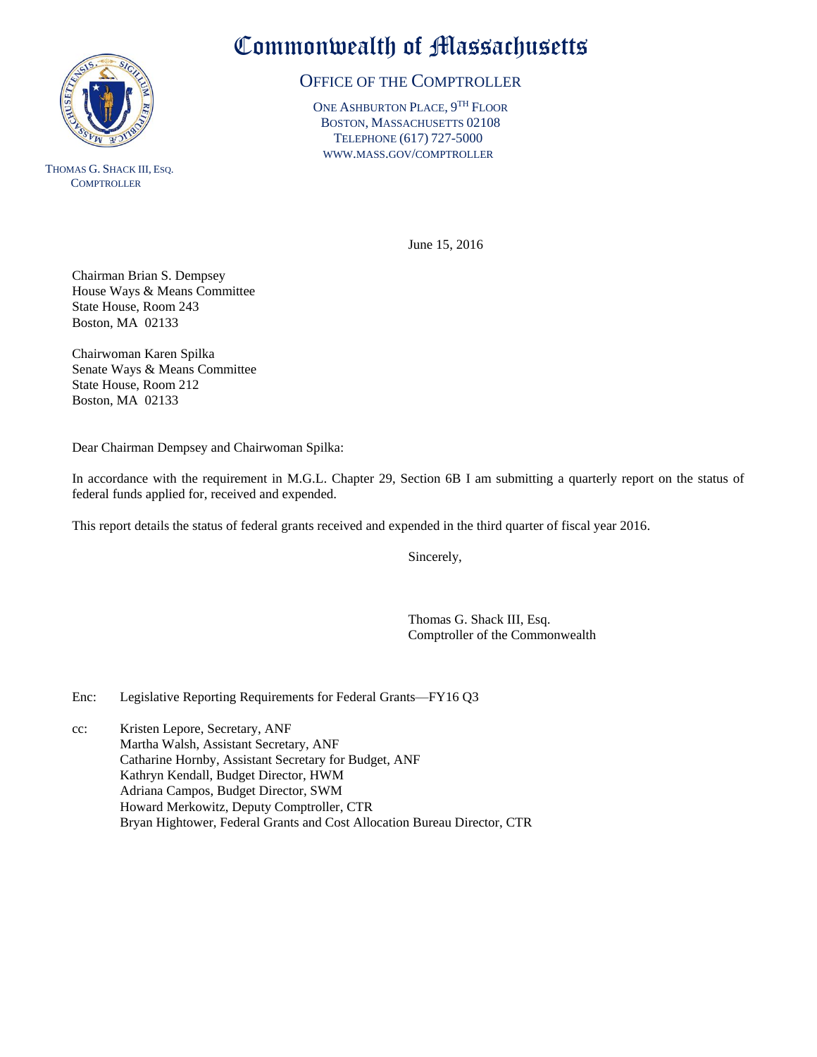# Commonwealth of Massachusetts

## OFFICE OF THE COMPTROLLER

ONE ASHBURTON PLACE, 9TH FLOOR
BOSTON, MASSACHUSETTS 02108
TELEPHONE (617) 727-5000
WWW.MASS.GOV/COMPTROLLER

THOMAS G. SHACK III, ESQ.
COMPTROLLER

June 15, 2016

Chairman Brian S. Dempsey
House Ways & Means Committee
State House, Room 243
Boston, MA 02133

Chairwoman Karen Spilka
Senate Ways & Means Committee
State House, Room 212
Boston, MA 02133

Dear Chairman Dempsey and Chairwoman Spilka:

In accordance with the requirement in M.G.L. Chapter 29, Section 6B I am submitting a quarterly report on the status of federal funds applied for, received and expended.

This report details the status of federal grants received and expended in the third quarter of fiscal year 2016.

Sincerely,

Thomas G. Shack III, Esq.
Comptroller of the Commonwealth

Enc: Legislative Reporting Requirements for Federal Grants—FY16 Q3

cc: Kristen Lepore, Secretary, ANF
Martha Walsh, Assistant Secretary, ANF
Catharine Hornby, Assistant Secretary for Budget, ANF
Kathryn Kendall, Budget Director, HWM
Adriana Campos, Budget Director, SWM
Howard Merkowitz, Deputy Comptroller, CTR
Bryan Hightower, Federal Grants and Cost Allocation Bureau Director, CTR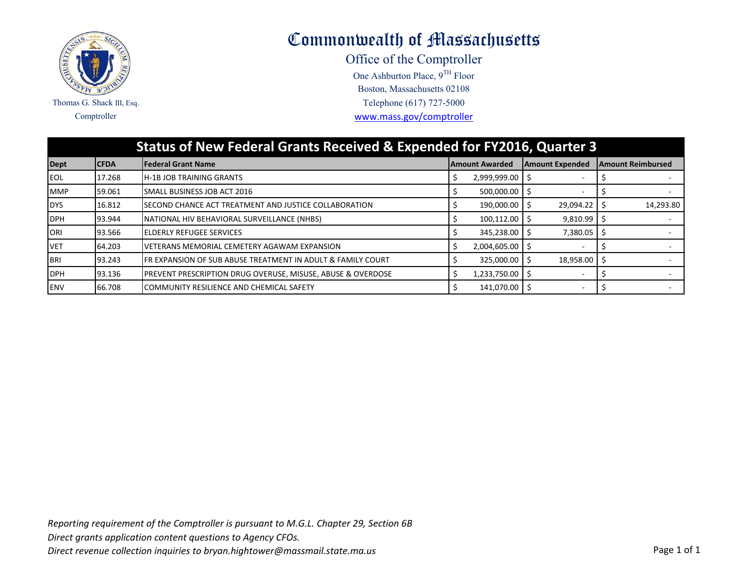# Commonwealth of Massachusetts

## Office of the Comptroller

One Ashburton Place, 9TH Floor
Boston, Massachusetts 02108
Telephone (617) 727-5000
www.mass.gov/comptroller

Thomas G. Shack III, Esq.
Comptroller

## Status of New Federal Grants Received & Expended for FY2016, Quarter 3

| Dept | CFDA | Federal Grant Name | Amount Awarded | Amount Expended | Amount Reimbursed |
|---|---|---|---|---|---|
| EOL | 17.268 | H-1B JOB TRAINING GRANTS | $ 2,999,999.00 | $ - | $ - |
| MMP | 59.061 | SMALL BUSINESS JOB ACT 2016 | $ 500,000.00 | $ - | $ - |
| DYS | 16.812 | SECOND CHANCE ACT TREATMENT AND JUSTICE COLLABORATION | $ 190,000.00 | $ 29,094.22 | $ 14,293.80 |
| DPH | 93.944 | NATIONAL HIV BEHAVIORAL SURVEILLANCE (NHBS) | $ 100,112.00 | $ 9,810.99 | $ - |
| ORI | 93.566 | ELDERLY REFUGEE SERVICES | $ 345,238.00 | $ 7,380.05 | $ - |
| VET | 64.203 | VETERANS MEMORIAL CEMETERY AGAWAM EXPANSION | $ 2,004,605.00 | $ - | $ - |
| BRI | 93.243 | FR EXPANSION OF SUB ABUSE TREATMENT IN ADULT & FAMILY COURT | $ 325,000.00 | $ 18,958.00 | $ - |
| DPH | 93.136 | PREVENT PRESCRIPTION DRUG OVERUSE, MISUSE, ABUSE & OVERDOSE | $ 1,233,750.00 | $ - | $ - |
| ENV | 66.708 | COMMUNITY RESILIENCE AND CHEMICAL SAFETY | $ 141,070.00 | $ - | $ - |

*Reporting requirement of the Comptroller is pursuant to M.G.L. Chapter 29, Section 6B*
*Direct grants application content questions to Agency CFOs.*
*Direct revenue collection inquiries to bryan.hightower@massmail.state.ma.us*